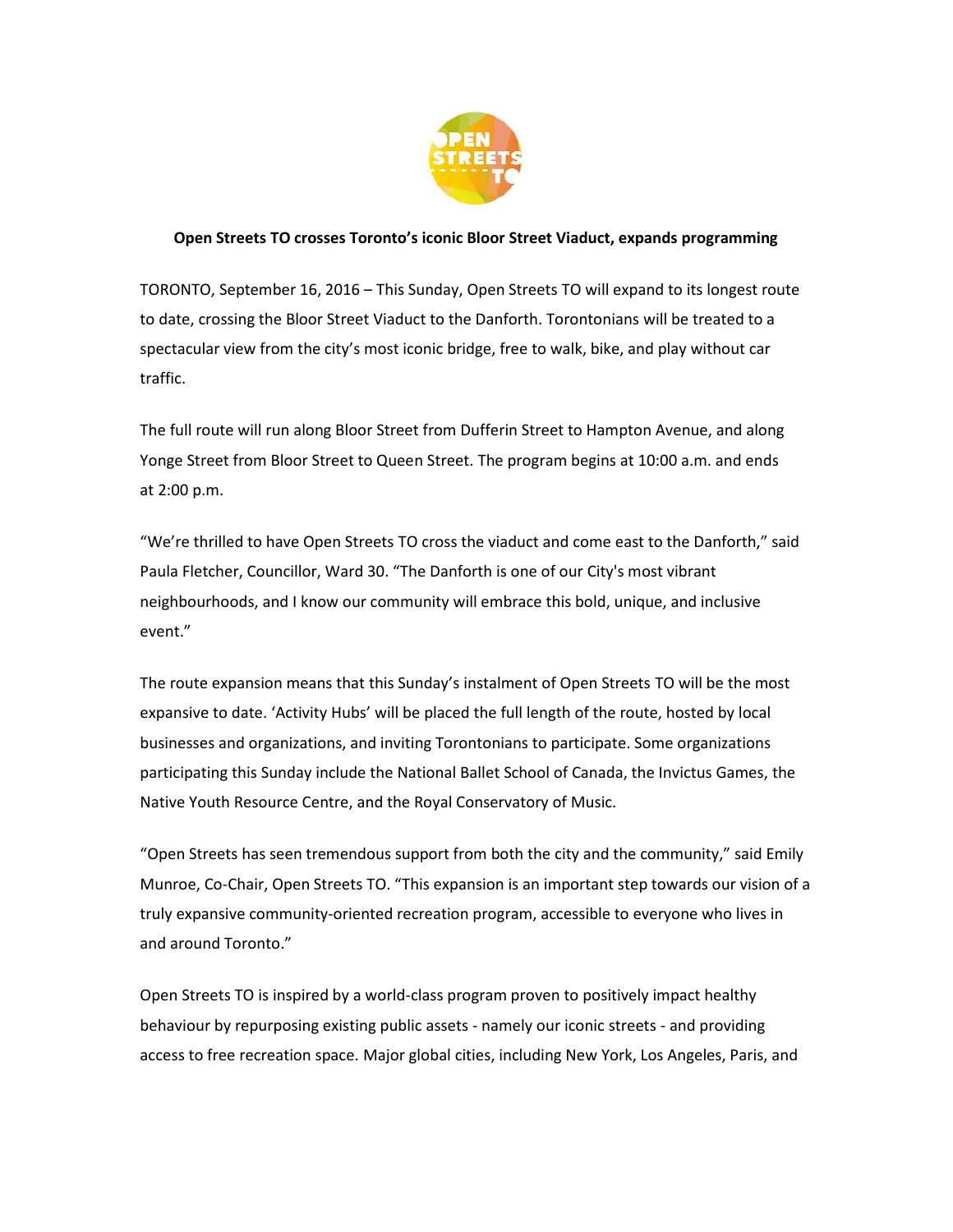**Open Streets TO crosses Toronto's iconic Bloor Street Viaduct, expands programming**

TORONTO, September 16, 2016 – This Sunday, Open Streets TO will expand to its longest route to date, crossing the Bloor Street Viaduct to the Danforth. Torontonians will be treated to a spectacular view from the city's most iconic bridge, free to walk, bike, and play without car traffic.

The full route will run along Bloor Street from Dufferin Street to Hampton Avenue, and along Yonge Street from Bloor Street to Queen Street. The program begins at 10:00 a.m. and ends at 2:00 p.m.

"We're thrilled to have Open Streets TO cross the viaduct and come east to the Danforth," said Paula Fletcher, Councillor, Ward 30. "The Danforth is one of our City's most vibrant neighbourhoods, and I know our community will embrace this bold, unique, and inclusive event."

The route expansion means that this Sunday's instalment of Open Streets TO will be the most expansive to date. 'Activity Hubs' will be placed the full length of the route, hosted by local businesses and organizations, and inviting Torontonians to participate. Some organizations participating this Sunday include the National Ballet School of Canada, the Invictus Games, the Native Youth Resource Centre, and the Royal Conservatory of Music.

"Open Streets has seen tremendous support from both the city and the community," said Emily Munroe, Co-Chair, Open Streets TO. "This expansion is an important step towards our vision of a truly expansive community-oriented recreation program, accessible to everyone who lives in and around Toronto."

Open Streets TO is inspired by a world-class program proven to positively impact healthy behaviour by repurposing existing public assets - namely our iconic streets - and providing access to free recreation space. Major global cities, including New York, Los Angeles, Paris, and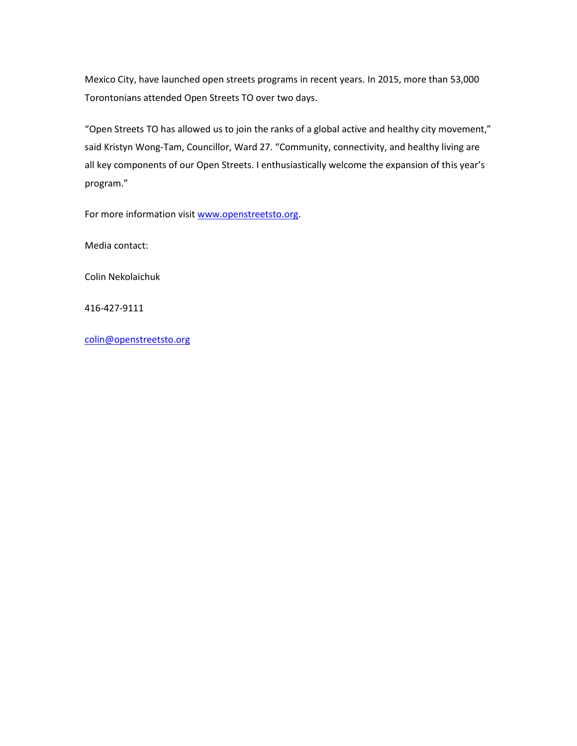Mexico City, have launched open streets programs in recent years. In 2015, more than 53,000 Torontonians attended Open Streets TO over two days.

"Open Streets TO has allowed us to join the ranks of a global active and healthy city movement," said Kristyn Wong-Tam, Councillor, Ward 27. "Community, connectivity, and healthy living are all key components of our Open Streets. I enthusiastically welcome the expansion of this year's program."

For more information visit [www.openstreetsto.org](http://www.openstreetsto.org).

Media contact:

Colin Nekolaichuk

416-427-9111

[colin@openstreetsto.org](mailto:colin@openstreetsto.org)